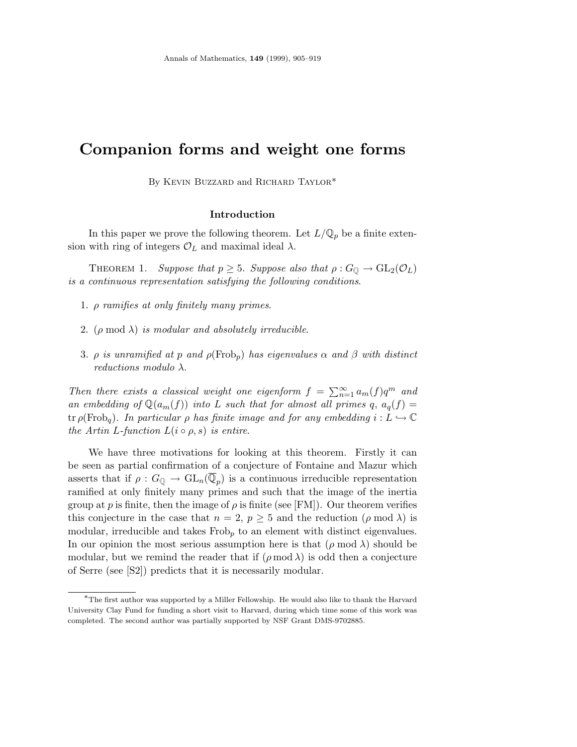# Companion forms and weight one forms

By Kevin Buzzard and Richard Taylor*

## Introduction

In this paper we prove the following theorem. Let $L/\mathbb{Q}_p$ be a finite extension with ring of integers $\mathcal{O}_L$ and maximal ideal $\lambda$.

Theorem 1. *Suppose that $p \geq 5$. Suppose also that $\rho : G_{\mathbb{Q}} \to \mathrm{GL}_2(\mathcal{O}_L)$ is a continuous representation satisfying the following conditions.*

1. *$\rho$ ramifies at only finitely many primes.*
2. *$(\rho \bmod \lambda)$ is modular and absolutely irreducible.*
3. *$\rho$ is unramified at $p$ and $\rho(\mathrm{Frob}_p)$ has eigenvalues $\alpha$ and $\beta$ with distinct reductions modulo $\lambda$.*

*Then there exists a classical weight one eigenform $f = \sum_{n=1}^{\infty} a_m(f)q^m$ and an embedding of $\mathbb{Q}(a_m(f))$ into $L$ such that for almost all primes $q$, $a_q(f) = \operatorname{tr} \rho(\mathrm{Frob}_q)$. In particular $\rho$ has finite image and for any embedding $i : L \hookrightarrow \mathbb{C}$ the Artin $L$-function $L(i \circ \rho, s)$ is entire.*

We have three motivations for looking at this theorem. Firstly it can be seen as partial confirmation of a conjecture of Fontaine and Mazur which asserts that if $\rho : G_{\mathbb{Q}} \to \mathrm{GL}_n(\overline{\mathbb{Q}}_p)$ is a continuous irreducible representation ramified at only finitely many primes and such that the image of the inertia group at $p$ is finite, then the image of $\rho$ is finite (see [FM]). Our theorem verifies this conjecture in the case that $n = 2$, $p \geq 5$ and the reduction $(\rho \bmod \lambda)$ is modular, irreducible and takes $\mathrm{Frob}_p$ to an element with distinct eigenvalues. In our opinion the most serious assumption here is that $(\rho \bmod \lambda)$ should be modular, but we remind the reader that if $(\rho \bmod \lambda)$ is odd then a conjecture of Serre (see [S2]) predicts that it is necessarily modular.

*The first author was supported by a Miller Fellowship. He would also like to thank the Harvard University Clay Fund for funding a short visit to Harvard, during which time some of this work was completed. The second author was partially supported by NSF Grant DMS-9702885.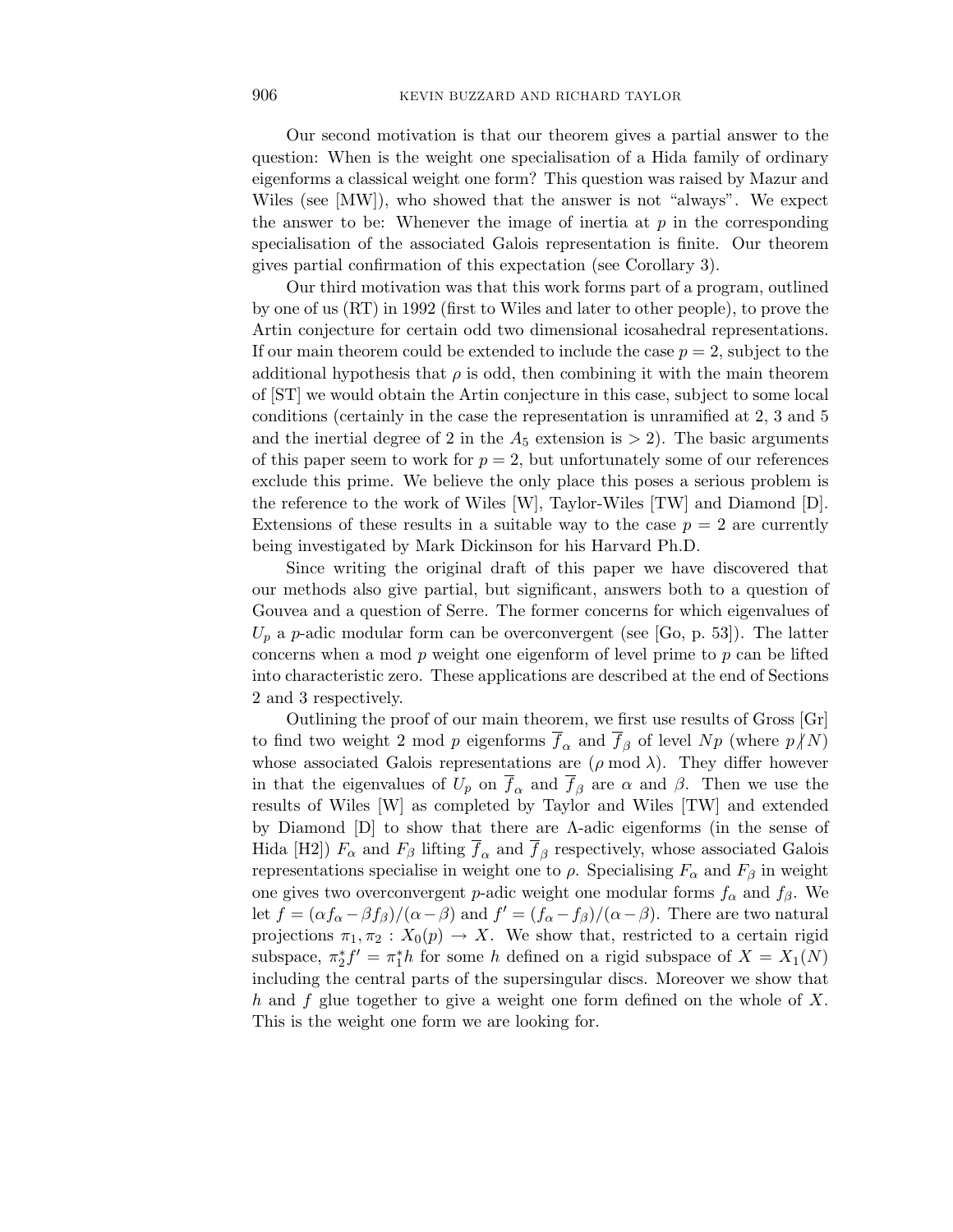Our second motivation is that our theorem gives a partial answer to the question: When is the weight one specialisation of a Hida family of ordinary eigenforms a classical weight one form? This question was raised by Mazur and Wiles (see [MW]), who showed that the answer is not "always". We expect the answer to be: Whenever the image of inertia at $p$ in the corresponding specialisation of the associated Galois representation is finite. Our theorem gives partial confirmation of this expectation (see Corollary 3).

Our third motivation was that this work forms part of a program, outlined by one of us (RT) in 1992 (first to Wiles and later to other people), to prove the Artin conjecture for certain odd two dimensional icosahedral representations. If our main theorem could be extended to include the case $p = 2$, subject to the additional hypothesis that $\rho$ is odd, then combining it with the main theorem of [ST] we would obtain the Artin conjecture in this case, subject to some local conditions (certainly in the case the representation is unramified at 2, 3 and 5 and the inertial degree of 2 in the $A_5$ extension is $> 2$). The basic arguments of this paper seem to work for $p = 2$, but unfortunately some of our references exclude this prime. We believe the only place this poses a serious problem is the reference to the work of Wiles [W], Taylor-Wiles [TW] and Diamond [D]. Extensions of these results in a suitable way to the case $p = 2$ are currently being investigated by Mark Dickinson for his Harvard Ph.D.

Since writing the original draft of this paper we have discovered that our methods also give partial, but significant, answers both to a question of Gouvea and a question of Serre. The former concerns for which eigenvalues of $U_p$ a $p$-adic modular form can be overconvergent (see [Go, p. 53]). The latter concerns when a mod $p$ weight one eigenform of level prime to $p$ can be lifted into characteristic zero. These applications are described at the end of Sections 2 and 3 respectively.

Outlining the proof of our main theorem, we first use results of Gross [Gr] to find two weight 2 mod $p$ eigenforms $\overline{f}_\alpha$ and $\overline{f}_\beta$ of level $Np$ (where $p \nmid N$) whose associated Galois representations are ($\rho \bmod \lambda$). They differ however in that the eigenvalues of $U_p$ on $\overline{f}_\alpha$ and $\overline{f}_\beta$ are $\alpha$ and $\beta$. Then we use the results of Wiles [W] as completed by Taylor and Wiles [TW] and extended by Diamond [D] to show that there are $\Lambda$-adic eigenforms (in the sense of Hida [H2]) $F_\alpha$ and $F_\beta$ lifting $\overline{f}_\alpha$ and $\overline{f}_\beta$ respectively, whose associated Galois representations specialise in weight one to $\rho$. Specialising $F_\alpha$ and $F_\beta$ in weight one gives two overconvergent $p$-adic weight one modular forms $f_\alpha$ and $f_\beta$. We let $f = (\alpha f_\alpha - \beta f_\beta)/(\alpha - \beta)$ and $f' = (f_\alpha - f_\beta)/(\alpha - \beta)$. There are two natural projections $\pi_1, \pi_2 : X_0(p) \to X$. We show that, restricted to a certain rigid subspace, $\pi_2^* f' = \pi_1^* h$ for some $h$ defined on a rigid subspace of $X = X_1(N)$ including the central parts of the supersingular discs. Moreover we show that $h$ and $f$ glue together to give a weight one form defined on the whole of $X$. This is the weight one form we are looking for.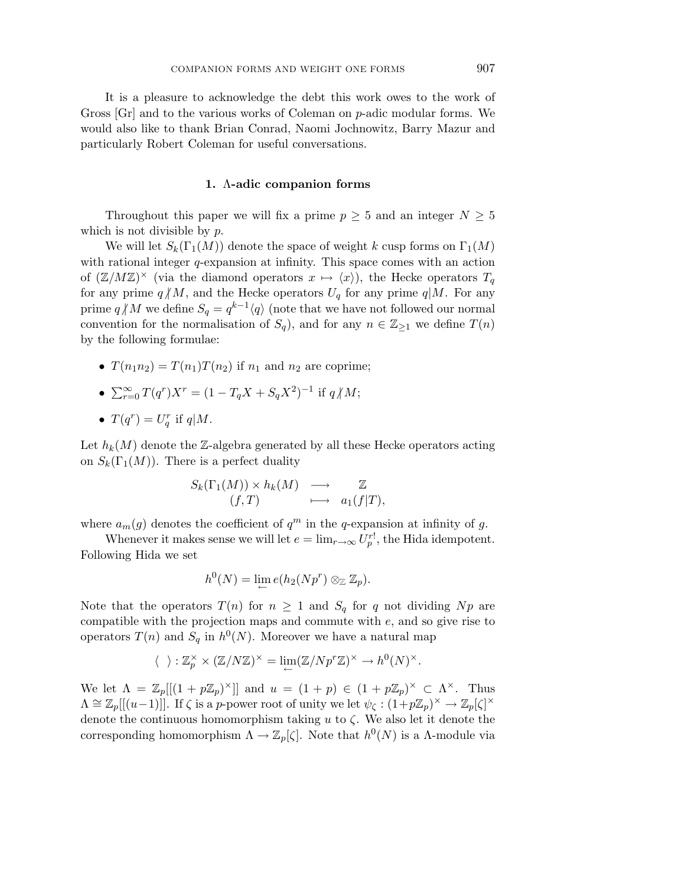It is a pleasure to acknowledge the debt this work owes to the work of Gross [Gr] and to the various works of Coleman on $p$-adic modular forms. We would also like to thank Brian Conrad, Naomi Jochnowitz, Barry Mazur and particularly Robert Coleman for useful conversations.

## 1. $\Lambda$-adic companion forms

Throughout this paper we will fix a prime $p \geq 5$ and an integer $N \geq 5$ which is not divisible by $p$.

We will let $S_k(\Gamma_1(M))$ denote the space of weight $k$ cusp forms on $\Gamma_1(M)$ with rational integer $q$-expansion at infinity. This space comes with an action of $(\mathbb{Z}/M\mathbb{Z})^\times$ (via the diamond operators $x \mapsto \langle x \rangle$), the Hecke operators $T_q$ for any prime $q \nmid M$, and the Hecke operators $U_q$ for any prime $q | M$. For any prime $q \nmid M$ we define $S_q = q^{k-1}\langle q \rangle$ (note that we have not followed our normal convention for the normalisation of $S_q$), and for any $n \in \mathbb{Z}_{\geq 1}$ we define $T(n)$ by the following formulae:

- $T(n_1 n_2) = T(n_1)T(n_2)$ if $n_1$ and $n_2$ are coprime;
- $\sum_{r=0}^{\infty} T(q^r)X^r = (1 - T_q X + S_q X^2)^{-1}$ if $q \nmid M$;
- $T(q^r) = U_q^r$ if $q | M$.

Let $h_k(M)$ denote the $\mathbb{Z}$-algebra generated by all these Hecke operators acting on $S_k(\Gamma_1(M))$. There is a perfect duality

$$\begin{array}{ccc} S_k(\Gamma_1(M)) \times h_k(M) & \longrightarrow & \mathbb{Z} \\ (f, T) & \longmapsto & a_1(f|T), \end{array}$$

where $a_m(g)$ denotes the coefficient of $q^m$ in the $q$-expansion at infinity of $g$.

Whenever it makes sense we will let $e = \lim_{r\to\infty} U_p^{r!}$, the Hida idempotent. Following Hida we set

$$h^0(N) = \varprojlim e(h_2(Np^r) \otimes_{\mathbb{Z}} \mathbb{Z}_p).$$

Note that the operators $T(n)$ for $n \geq 1$ and $S_q$ for $q$ not dividing $Np$ are compatible with the projection maps and commute with $e$, and so give rise to operators $T(n)$ and $S_q$ in $h^0(N)$. Moreover we have a natural map

$$\langle \ \rangle : \mathbb{Z}_p^\times \times (\mathbb{Z}/N\mathbb{Z})^\times = \varprojlim (\mathbb{Z}/Np^r\mathbb{Z})^\times \to h^0(N)^\times.$$

We let $\Lambda = \mathbb{Z}_p[[(1 + p\mathbb{Z}_p)^\times]]$ and $u = (1 + p) \in (1 + p\mathbb{Z}_p)^\times \subset \Lambda^\times$. Thus $\Lambda \cong \mathbb{Z}_p[[(u-1)]]$. If $\zeta$ is a $p$-power root of unity we let $\psi_\zeta : (1+p\mathbb{Z}_p)^\times \to \mathbb{Z}_p[\zeta]^\times$ denote the continuous homomorphism taking $u$ to $\zeta$. We also let it denote the corresponding homomorphism $\Lambda \to \mathbb{Z}_p[\zeta]$. Note that $h^0(N)$ is a $\Lambda$-module via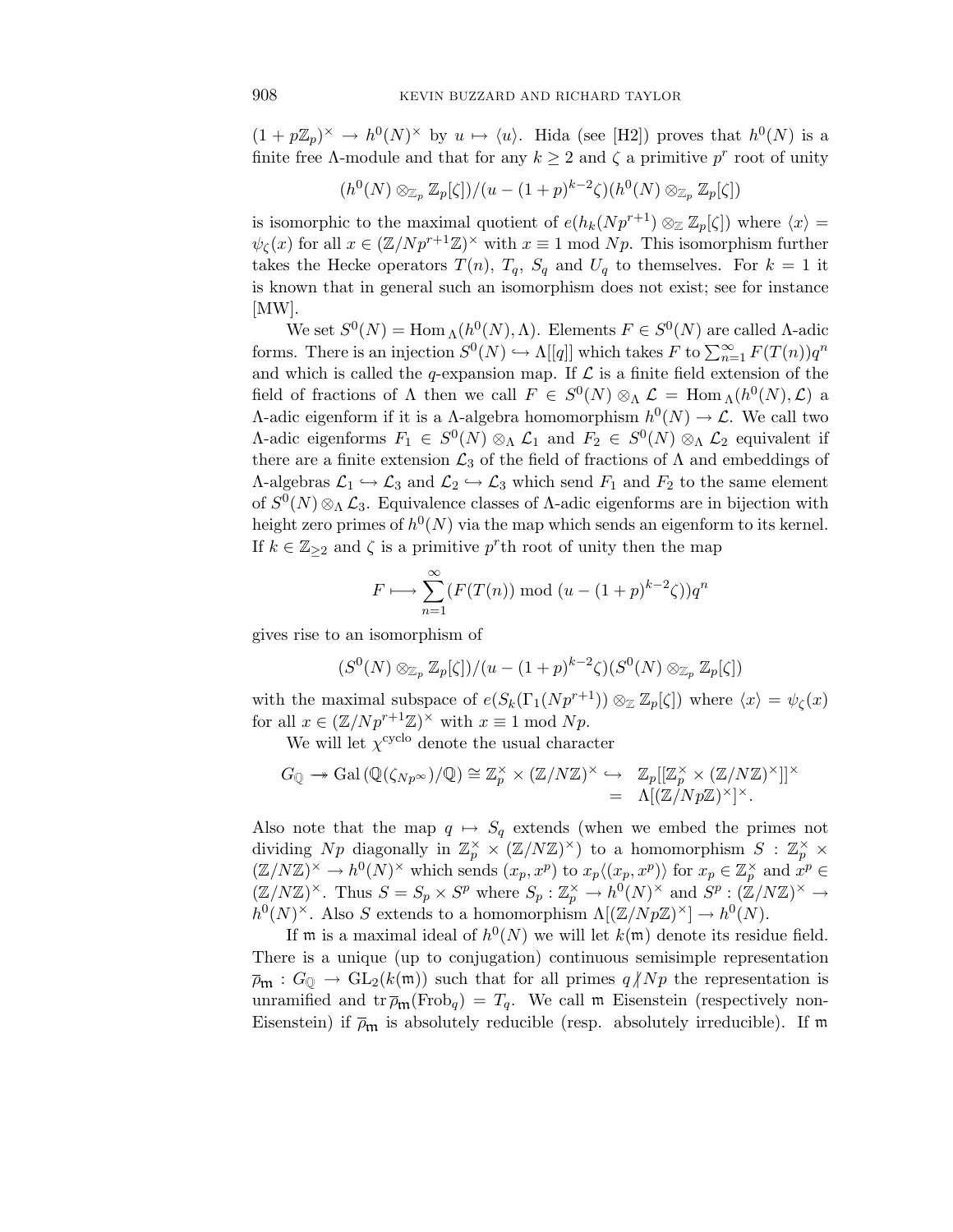$(1 + p\mathbb{Z}_p)^\times \to h^0(N)^\times$ by $u \mapsto \langle u \rangle$. Hida (see [H2]) proves that $h^0(N)$ is a finite free $\Lambda$-module and that for any $k \geq 2$ and $\zeta$ a primitive $p^r$ root of unity

$$(h^0(N) \otimes_{\mathbb{Z}_p} \mathbb{Z}_p[\zeta])/(u - (1+p)^{k-2}\zeta)(h^0(N) \otimes_{\mathbb{Z}_p} \mathbb{Z}_p[\zeta])$$

is isomorphic to the maximal quotient of $e(h_k(Np^{r+1}) \otimes_{\mathbb{Z}} \mathbb{Z}_p[\zeta])$ where $\langle x \rangle = \psi_\zeta(x)$ for all $x \in (\mathbb{Z}/Np^{r+1}\mathbb{Z})^\times$ with $x \equiv 1 \bmod Np$. This isomorphism further takes the Hecke operators $T(n)$, $T_q$, $S_q$ and $U_q$ to themselves. For $k = 1$ it is known that in general such an isomorphism does not exist; see for instance [MW].

We set $S^0(N) = \mathrm{Hom}_\Lambda(h^0(N), \Lambda)$. Elements $F \in S^0(N)$ are called $\Lambda$-adic forms. There is an injection $S^0(N) \hookrightarrow \Lambda[[q]]$ which takes $F$ to $\sum_{n=1}^\infty F(T(n))q^n$ and which is called the $q$-expansion map. If $\mathcal{L}$ is a finite field extension of the field of fractions of $\Lambda$ then we call $F \in S^0(N) \otimes_\Lambda \mathcal{L} = \mathrm{Hom}_\Lambda(h^0(N), \mathcal{L})$ a $\Lambda$-adic eigenform if it is a $\Lambda$-algebra homomorphism $h^0(N) \to \mathcal{L}$. We call two $\Lambda$-adic eigenforms $F_1 \in S^0(N) \otimes_\Lambda \mathcal{L}_1$ and $F_2 \in S^0(N) \otimes_\Lambda \mathcal{L}_2$ equivalent if there are a finite extension $\mathcal{L}_3$ of the field of fractions of $\Lambda$ and embeddings of $\Lambda$-algebras $\mathcal{L}_1 \hookrightarrow \mathcal{L}_3$ and $\mathcal{L}_2 \hookrightarrow \mathcal{L}_3$ which send $F_1$ and $F_2$ to the same element of $S^0(N) \otimes_\Lambda \mathcal{L}_3$. Equivalence classes of $\Lambda$-adic eigenforms are in bijection with height zero primes of $h^0(N)$ via the map which sends an eigenform to its kernel. If $k \in \mathbb{Z}_{\geq 2}$ and $\zeta$ is a primitive $p^r$th root of unity then the map

$$F \longmapsto \sum_{n=1}^\infty (F(T(n)) \bmod (u - (1+p)^{k-2}\zeta))q^n$$

gives rise to an isomorphism of

$$(S^0(N) \otimes_{\mathbb{Z}_p} \mathbb{Z}_p[\zeta])/(u - (1+p)^{k-2}\zeta)(S^0(N) \otimes_{\mathbb{Z}_p} \mathbb{Z}_p[\zeta])$$

with the maximal subspace of $e(S_k(\Gamma_1(Np^{r+1})) \otimes_{\mathbb{Z}} \mathbb{Z}_p[\zeta])$ where $\langle x \rangle = \psi_\zeta(x)$ for all $x \in (\mathbb{Z}/Np^{r+1}\mathbb{Z})^\times$ with $x \equiv 1 \bmod Np$.

We will let $\chi^{\mathrm{cyclo}}$ denote the usual character

$$\begin{aligned} G_\mathbb{Q} \twoheadrightarrow \mathrm{Gal}\,(\mathbb{Q}(\zeta_{Np^\infty})/\mathbb{Q}) \cong \mathbb{Z}_p^\times \times (\mathbb{Z}/N\mathbb{Z})^\times \hookrightarrow \;& \mathbb{Z}_p[[\mathbb{Z}_p^\times \times (\mathbb{Z}/N\mathbb{Z})^\times]]^\times \\ =\;& \Lambda[(\mathbb{Z}/Np\mathbb{Z})^\times]^\times. \end{aligned}$$

Also note that the map $q \mapsto S_q$ extends (when we embed the primes not dividing $Np$ diagonally in $\mathbb{Z}_p^\times \times (\mathbb{Z}/N\mathbb{Z})^\times$) to a homomorphism $S : \mathbb{Z}_p^\times \times (\mathbb{Z}/N\mathbb{Z})^\times \to h^0(N)^\times$ which sends $(x_p, x^p)$ to $x_p\langle (x_p, x^p)\rangle$ for $x_p \in \mathbb{Z}_p^\times$ and $x^p \in (\mathbb{Z}/N\mathbb{Z})^\times$. Thus $S = S_p \times S^p$ where $S_p : \mathbb{Z}_p^\times \to h^0(N)^\times$ and $S^p : (\mathbb{Z}/N\mathbb{Z})^\times \to h^0(N)^\times$. Also $S$ extends to a homomorphism $\Lambda[(\mathbb{Z}/Np\mathbb{Z})^\times] \to h^0(N)$.

If $\mathfrak{m}$ is a maximal ideal of $h^0(N)$ we will let $k(\mathfrak{m})$ denote its residue field. There is a unique (up to conjugation) continuous semisimple representation $\overline{\rho}_\mathfrak{m} : G_\mathbb{Q} \to \mathrm{GL}_2(k(\mathfrak{m}))$ such that for all primes $q \nmid Np$ the representation is unramified and $\mathrm{tr}\,\overline{\rho}_\mathfrak{m}(\mathrm{Frob}_q) = T_q$. We call $\mathfrak{m}$ Eisenstein (respectively non-Eisenstein) if $\overline{\rho}_\mathfrak{m}$ is absolutely reducible (resp. absolutely irreducible). If $\mathfrak{m}$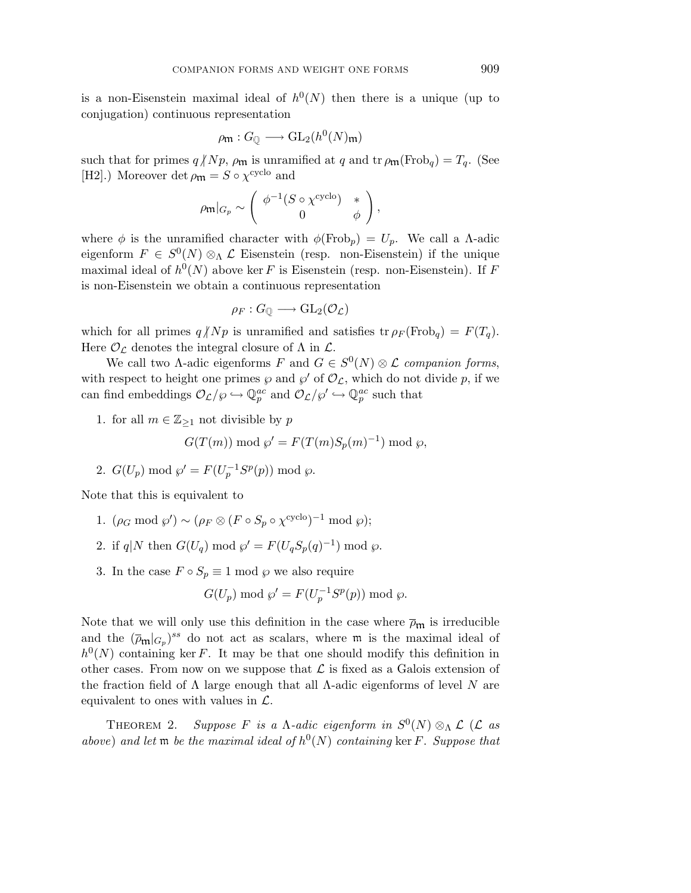is a non-Eisenstein maximal ideal of $h^0(N)$ then there is a unique (up to conjugation) continuous representation

$$\rho_{\mathfrak{m}} : G_{\mathbb{Q}} \longrightarrow \mathrm{GL}_2(h^0(N)_{\mathfrak{m}})$$

such that for primes $q \nmid Np$, $\rho_{\mathfrak{m}}$ is unramified at $q$ and $\mathrm{tr}\,\rho_{\mathfrak{m}}(\mathrm{Frob}_q) = T_q$. (See [H2].) Moreover $\det \rho_{\mathfrak{m}} = S \circ \chi^{\mathrm{cyclo}}$ and

$$\rho_{\mathfrak{m}}|_{G_p} \sim \begin{pmatrix} \phi^{-1}(S \circ \chi^{\mathrm{cyclo}}) & * \\ 0 & \phi \end{pmatrix},$$

where $\phi$ is the unramified character with $\phi(\mathrm{Frob}_p) = U_p$. We call a $\Lambda$-adic eigenform $F \in S^0(N) \otimes_\Lambda \mathcal{L}$ Eisenstein (resp. non-Eisenstein) if the unique maximal ideal of $h^0(N)$ above $\ker F$ is Eisenstein (resp. non-Eisenstein). If $F$ is non-Eisenstein we obtain a continuous representation

$$\rho_F : G_{\mathbb{Q}} \longrightarrow \mathrm{GL}_2(\mathcal{O}_{\mathcal{L}})$$

which for all primes $q \nmid Np$ is unramified and satisfies $\mathrm{tr}\,\rho_F(\mathrm{Frob}_q) = F(T_q)$. Here $\mathcal{O}_{\mathcal{L}}$ denotes the integral closure of $\Lambda$ in $\mathcal{L}$.

We call two $\Lambda$-adic eigenforms $F$ and $G \in S^0(N) \otimes \mathcal{L}$ *companion forms*, with respect to height one primes $\wp$ and $\wp'$ of $\mathcal{O}_{\mathcal{L}}$, which do not divide $p$, if we can find embeddings $\mathcal{O}_{\mathcal{L}}/\wp \hookrightarrow \mathbb{Q}_p^{ac}$ and $\mathcal{O}_{\mathcal{L}}/\wp' \hookrightarrow \mathbb{Q}_p^{ac}$ such that

1. for all $m \in \mathbb{Z}_{\geq 1}$ not divisible by $p$
$$G(T(m)) \bmod \wp' = F(T(m)S_p(m)^{-1}) \bmod \wp,$$
2. $G(U_p) \bmod \wp' = F(U_p^{-1}S^p(p)) \bmod \wp$.

Note that this is equivalent to

1. $(\rho_G \bmod \wp') \sim (\rho_F \otimes (F \circ S_p \circ \chi^{\mathrm{cyclo}})^{-1} \bmod \wp)$;
2. if $q|N$ then $G(U_q) \bmod \wp' = F(U_q S_p(q)^{-1}) \bmod \wp$.
3. In the case $F \circ S_p \equiv 1 \bmod \wp$ we also require
$$G(U_p) \bmod \wp' = F(U_p^{-1}S^p(p)) \bmod \wp.$$

Note that we will only use this definition in the case where $\overline{\rho}_{\mathfrak{m}}$ is irreducible and the $(\overline{\rho}_{\mathfrak{m}}|_{G_p})^{ss}$ do not act as scalars, where $\mathfrak{m}$ is the maximal ideal of $h^0(N)$ containing $\ker F$. It may be that one should modify this definition in other cases. From now on we suppose that $\mathcal{L}$ is fixed as a Galois extension of the fraction field of $\Lambda$ large enough that all $\Lambda$-adic eigenforms of level $N$ are equivalent to ones with values in $\mathcal{L}$.

THEOREM 2. *Suppose $F$ is a $\Lambda$-adic eigenform in $S^0(N) \otimes_\Lambda \mathcal{L}$ ($\mathcal{L}$ as above) and let $\mathfrak{m}$ be the maximal ideal of $h^0(N)$ containing $\ker F$. Suppose that*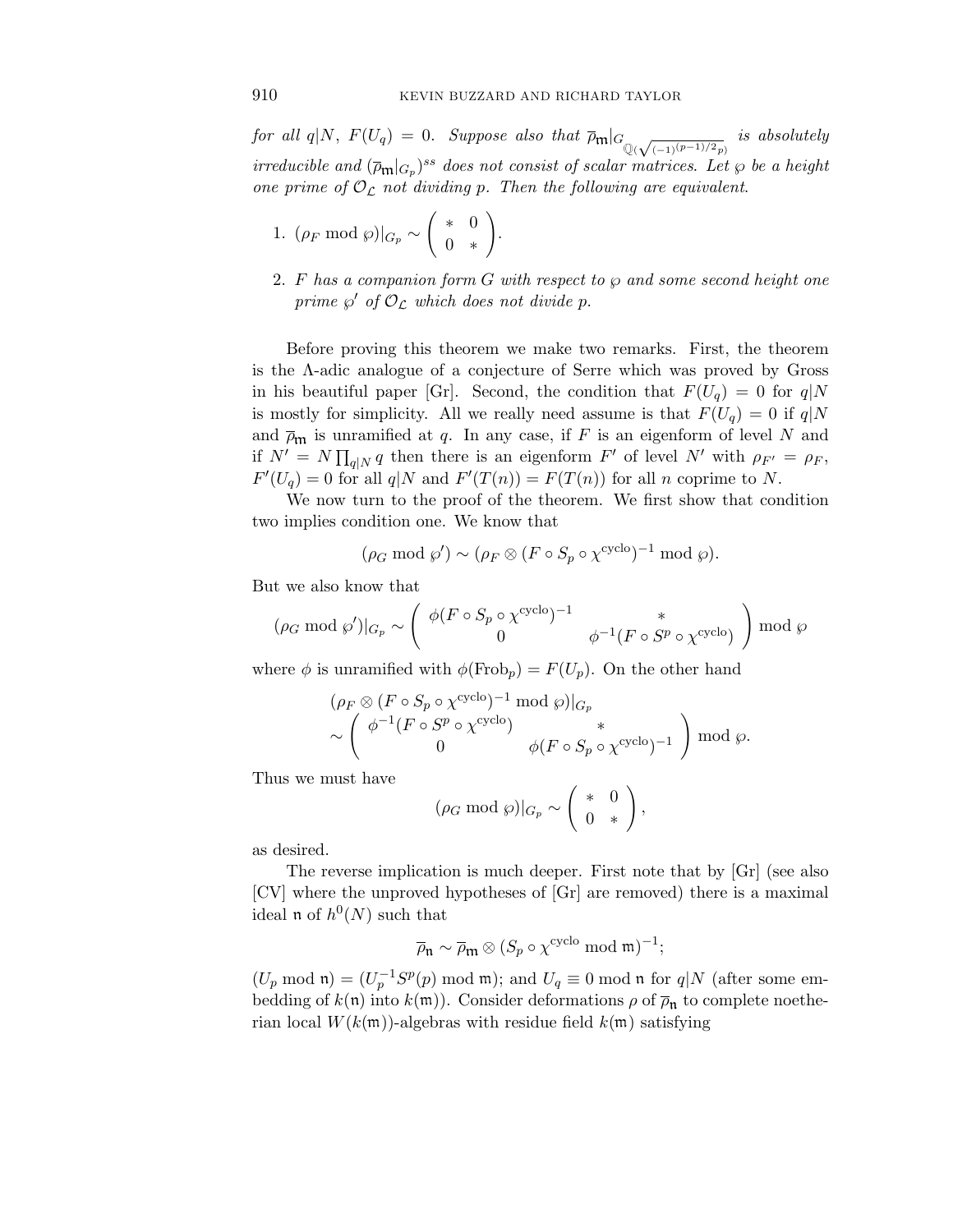*for all $q|N$, $F(U_q) = 0$. Suppose also that $\overline{\rho}_{\mathfrak{m}}|_{G_{\mathbb{Q}(\sqrt{(-1)^{(p-1)/2}p})}}$ is absolutely irreducible and $(\overline{\rho}_{\mathfrak{m}}|_{G_p})^{ss}$ does not consist of scalar matrices. Let $\wp$ be a height one prime of $\mathcal{O}_{\mathcal{L}}$ not dividing $p$. Then the following are equivalent.*

1. $(\rho_F \bmod \wp)|_{G_p} \sim \begin{pmatrix} * & 0 \\ 0 & * \end{pmatrix}$.
2. *$F$ has a companion form $G$ with respect to $\wp$ and some second height one prime $\wp'$ of $\mathcal{O}_{\mathcal{L}}$ which does not divide $p$.*

Before proving this theorem we make two remarks. First, the theorem is the $\Lambda$-adic analogue of a conjecture of Serre which was proved by Gross in his beautiful paper [Gr]. Second, the condition that $F(U_q) = 0$ for $q|N$ is mostly for simplicity. All we really need assume is that $F(U_q) = 0$ if $q|N$ and $\overline{\rho}_{\mathfrak{m}}$ is unramified at $q$. In any case, if $F$ is an eigenform of level $N$ and if $N' = N\prod_{q|N} q$ then there is an eigenform $F'$ of level $N'$ with $\rho_{F'} = \rho_F$, $F'(U_q) = 0$ for all $q|N$ and $F'(T(n)) = F(T(n))$ for all $n$ coprime to $N$.

We now turn to the proof of the theorem. We first show that condition two implies condition one. We know that

$$(\rho_G \bmod \wp') \sim (\rho_F \otimes (F \circ S_p \circ \chi^{\mathrm{cyclo}})^{-1} \bmod \wp).$$

But we also know that

$$(\rho_G \bmod \wp')|_{G_p} \sim \begin{pmatrix} \phi(F \circ S_p \circ \chi^{\mathrm{cyclo}})^{-1} & * \\ 0 & \phi^{-1}(F \circ S^p \circ \chi^{\mathrm{cyclo}}) \end{pmatrix} \bmod \wp$$

where $\phi$ is unramified with $\phi(\mathrm{Frob}_p) = F(U_p)$. On the other hand

$$\begin{aligned} &(\rho_F \otimes (F \circ S_p \circ \chi^{\mathrm{cyclo}})^{-1} \bmod \wp)|_{G_p} \\ &\sim \begin{pmatrix} \phi^{-1}(F \circ S^p \circ \chi^{\mathrm{cyclo}}) & * \\ 0 & \phi(F \circ S_p \circ \chi^{\mathrm{cyclo}})^{-1} \end{pmatrix} \bmod \wp. \end{aligned}$$

Thus we must have

$$(\rho_G \bmod \wp)|_{G_p} \sim \begin{pmatrix} * & 0 \\ 0 & * \end{pmatrix},$$

as desired.

The reverse implication is much deeper. First note that by [Gr] (see also [CV] where the unproved hypotheses of [Gr] are removed) there is a maximal ideal $\mathfrak{n}$ of $h^0(N)$ such that

$$\overline{\rho}_{\mathfrak{n}} \sim \overline{\rho}_{\mathfrak{m}} \otimes (S_p \circ \chi^{\mathrm{cyclo}} \bmod \mathfrak{m})^{-1};$$

$(U_p \bmod \mathfrak{n}) = (U_p^{-1} S^p(p) \bmod \mathfrak{m})$; and $U_q \equiv 0 \bmod \mathfrak{n}$ for $q|N$ (after some embedding of $k(\mathfrak{n})$ into $k(\mathfrak{m})$). Consider deformations $\rho$ of $\overline{\rho}_{\mathfrak{n}}$ to complete noetherian local $W(k(\mathfrak{m}))$-algebras with residue field $k(\mathfrak{m})$ satisfying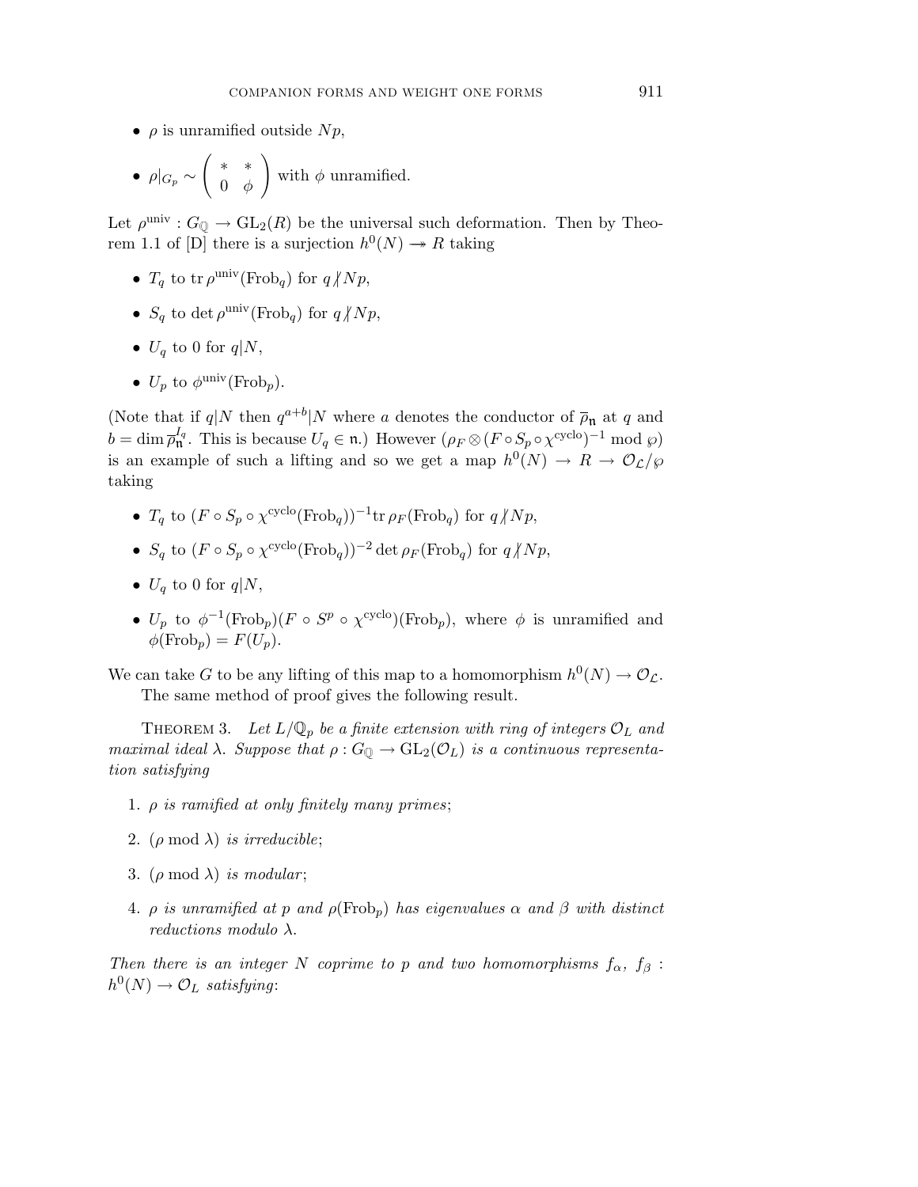- $\rho$ is unramified outside $Np$,
- $\rho|_{G_p} \sim \begin{pmatrix} * & * \\ 0 & \phi \end{pmatrix}$ with $\phi$ unramified.

Let $\rho^{\text{univ}} : G_{\mathbb{Q}} \to \mathrm{GL}_2(R)$ be the universal such deformation. Then by Theorem 1.1 of [D] there is a surjection $h^0(N) \twoheadrightarrow R$ taking

- $T_q$ to $\operatorname{tr} \rho^{\text{univ}}(\mathrm{Frob}_q)$ for $q \not| Np$,
- $S_q$ to $\det \rho^{\text{univ}}(\mathrm{Frob}_q)$ for $q \not| Np$,
- $U_q$ to 0 for $q | N$,
- $U_p$ to $\phi^{\text{univ}}(\mathrm{Frob}_p)$.

(Note that if $q|N$ then $q^{a+b}|N$ where $a$ denotes the conductor of $\overline{\rho}_{\mathfrak{n}}$ at $q$ and $b = \dim \overline{\rho}_{\mathfrak{n}}^{I_q}$. This is because $U_q \in \mathfrak{n}$.) However $(\rho_F \otimes (F \circ S_p \circ \chi^{\text{cyclo}})^{-1} \bmod \wp)$ is an example of such a lifting and so we get a map $h^0(N) \to R \to \mathcal{O}_{\mathcal{L}}/\wp$ taking

- $T_q$ to $(F \circ S_p \circ \chi^{\text{cyclo}}(\mathrm{Frob}_q))^{-1} \operatorname{tr} \rho_F(\mathrm{Frob}_q)$ for $q \not| Np$,
- $S_q$ to $(F \circ S_p \circ \chi^{\text{cyclo}}(\mathrm{Frob}_q))^{-2} \det \rho_F(\mathrm{Frob}_q)$ for $q \not| Np$,
- $U_q$ to 0 for $q | N$,
- $U_p$ to $\phi^{-1}(\mathrm{Frob}_p)(F \circ S^p \circ \chi^{\text{cyclo}})(\mathrm{Frob}_p)$, where $\phi$ is unramified and $\phi(\mathrm{Frob}_p) = F(U_p)$.

We can take $G$ to be any lifting of this map to a homomorphism $h^0(N) \to \mathcal{O}_{\mathcal{L}}$.

The same method of proof gives the following result.

THEOREM 3. *Let $L/\mathbb{Q}_p$ be a finite extension with ring of integers $\mathcal{O}_L$ and maximal ideal $\lambda$. Suppose that $\rho : G_{\mathbb{Q}} \to \mathrm{GL}_2(\mathcal{O}_L)$ is a continuous representation satisfying*

1. *$\rho$ is ramified at only finitely many primes*;
2. *$(\rho \bmod \lambda)$ is irreducible*;
3. *$(\rho \bmod \lambda)$ is modular*;
4. *$\rho$ is unramified at $p$ and $\rho(\mathrm{Frob}_p)$ has eigenvalues $\alpha$ and $\beta$ with distinct reductions modulo $\lambda$.*

*Then there is an integer $N$ coprime to $p$ and two homomorphisms $f_\alpha$, $f_\beta$ : $h^0(N) \to \mathcal{O}_L$ satisfying*: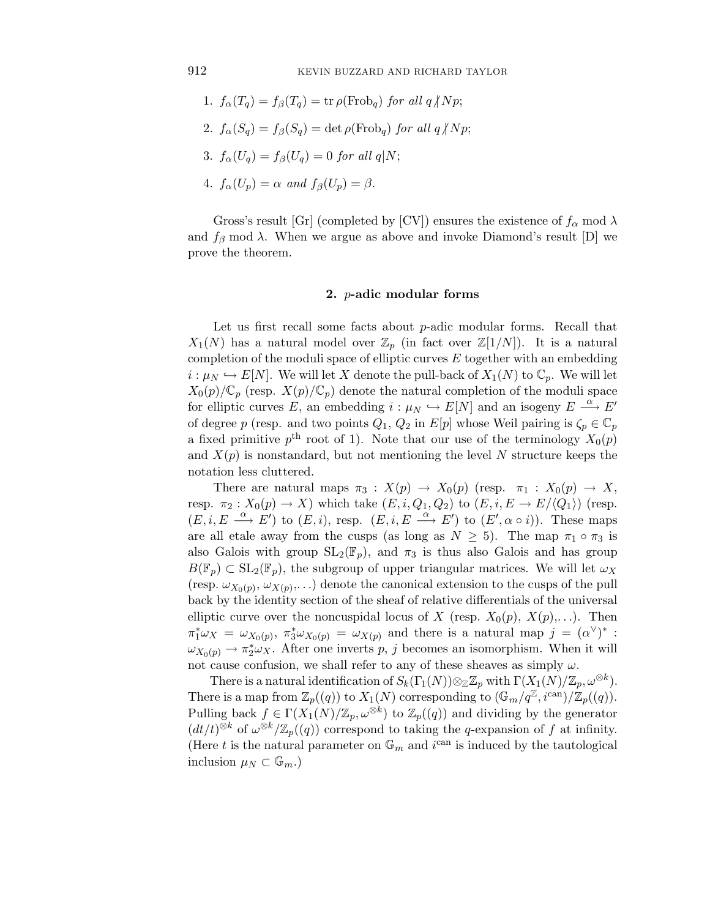1. $f_\alpha(T_q) = f_\beta(T_q) = \operatorname{tr} \rho(\operatorname{Frob}_q)$ *for all* $q \nmid Np$;

2. $f_\alpha(S_q) = f_\beta(S_q) = \det \rho(\operatorname{Frob}_q)$ *for all* $q \nmid Np$;

3. $f_\alpha(U_q) = f_\beta(U_q) = 0$ *for all* $q|N$;

4. $f_\alpha(U_p) = \alpha$ *and* $f_\beta(U_p) = \beta$.

Gross's result [Gr] (completed by [CV]) ensures the existence of $f_\alpha \bmod \lambda$ and $f_\beta \bmod \lambda$. When we argue as above and invoke Diamond's result [D] we prove the theorem.

## 2. $p$-adic modular forms

Let us first recall some facts about $p$-adic modular forms. Recall that $X_1(N)$ has a natural model over $\mathbb{Z}_p$ (in fact over $\mathbb{Z}[1/N]$). It is a natural completion of the moduli space of elliptic curves $E$ together with an embedding $i : \mu_N \hookrightarrow E[N]$. We will let $X$ denote the pull-back of $X_1(N)$ to $\mathbb{C}_p$. We will let $X_0(p)/\mathbb{C}_p$ (resp. $X(p)/\mathbb{C}_p$) denote the natural completion of the moduli space for elliptic curves $E$, an embedding $i : \mu_N \hookrightarrow E[N]$ and an isogeny $E \xrightarrow{\alpha} E'$ of degree $p$ (resp. and two points $Q_1$, $Q_2$ in $E[p]$ whose Weil pairing is $\zeta_p \in \mathbb{C}_p$ a fixed primitive $p^{\text{th}}$ root of 1). Note that our use of the terminology $X_0(p)$ and $X(p)$ is nonstandard, but not mentioning the level $N$ structure keeps the notation less cluttered.

There are natural maps $\pi_3 : X(p) \to X_0(p)$ (resp. $\pi_1 : X_0(p) \to X$, resp. $\pi_2 : X_0(p) \to X$) which take $(E, i, Q_1, Q_2)$ to $(E, i, E \to E/\langle Q_1 \rangle)$ (resp. $(E, i, E \xrightarrow{\alpha} E')$ to $(E, i)$, resp. $(E, i, E \xrightarrow{\alpha} E')$ to $(E', \alpha \circ i)$). These maps are all etale away from the cusps (as long as $N \geq 5$). The map $\pi_1 \circ \pi_3$ is also Galois with group $\mathrm{SL}_2(\mathbb{F}_p)$, and $\pi_3$ is thus also Galois and has group $B(\mathbb{F}_p) \subset \mathrm{SL}_2(\mathbb{F}_p)$, the subgroup of upper triangular matrices. We will let $\omega_X$ (resp. $\omega_{X_0(p)}$, $\omega_{X(p)}$,...) denote the canonical extension to the cusps of the pull back by the identity section of the sheaf of relative differentials of the universal elliptic curve over the noncuspidal locus of $X$ (resp. $X_0(p)$, $X(p)$,...). Then $\pi_1^* \omega_X = \omega_{X_0(p)}$, $\pi_3^* \omega_{X_0(p)} = \omega_{X(p)}$ and there is a natural map $j = (\alpha^\vee)^* : \omega_{X_0(p)} \to \pi_2^* \omega_X$. After one inverts $p$, $j$ becomes an isomorphism. When it will not cause confusion, we shall refer to any of these sheaves as simply $\omega$.

There is a natural identification of $S_k(\Gamma_1(N)) \otimes_{\mathbb{Z}} \mathbb{Z}_p$ with $\Gamma(X_1(N)/\mathbb{Z}_p, \omega^{\otimes k})$. There is a map from $\mathbb{Z}_p((q))$ to $X_1(N)$ corresponding to $(\mathbb{G}_m/q^{\mathbb{Z}}, i^{\text{can}})/\mathbb{Z}_p((q))$. Pulling back $f \in \Gamma(X_1(N)/\mathbb{Z}_p, \omega^{\otimes k})$ to $\mathbb{Z}_p((q))$ and dividing by the generator $(dt/t)^{\otimes k}$ of $\omega^{\otimes k}/\mathbb{Z}_p((q))$ correspond to taking the $q$-expansion of $f$ at infinity. (Here $t$ is the natural parameter on $\mathbb{G}_m$ and $i^{\text{can}}$ is induced by the tautological inclusion $\mu_N \subset \mathbb{G}_m$.)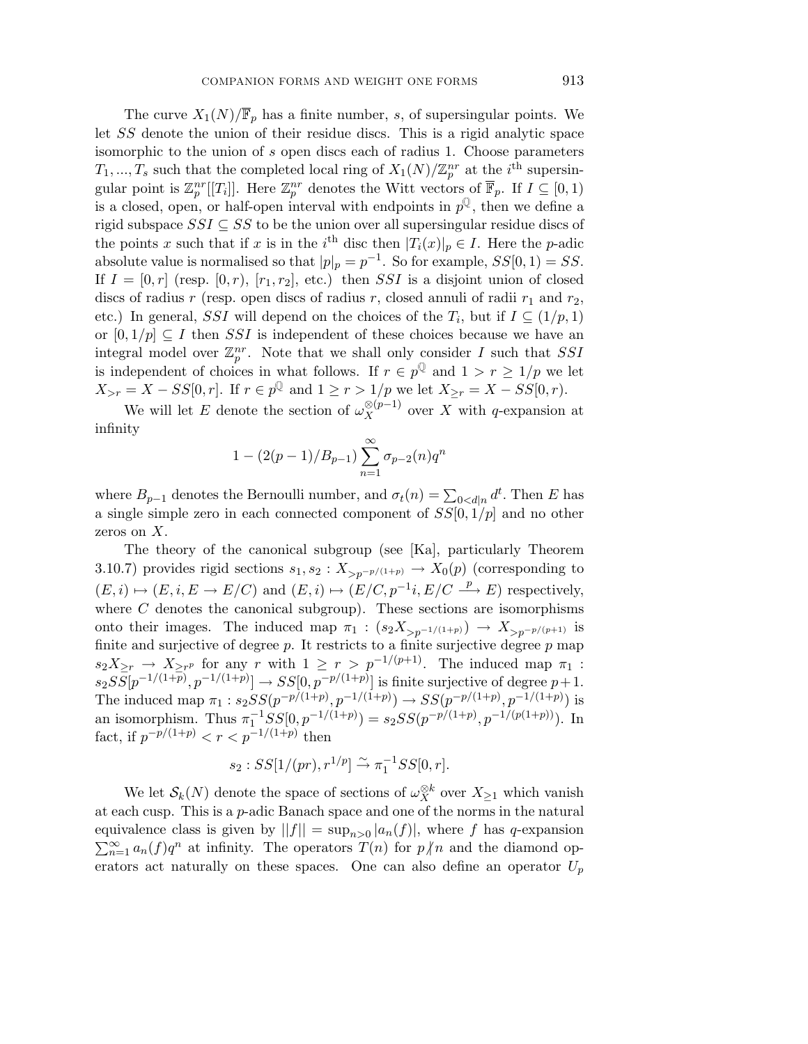The curve $X_1(N)/\overline{\mathbb{F}}_p$ has a finite number, $s$, of supersingular points. We let $SS$ denote the union of their residue discs. This is a rigid analytic space isomorphic to the union of $s$ open discs each of radius 1. Choose parameters $T_1, ..., T_s$ such that the completed local ring of $X_1(N)/\mathbb{Z}_p^{nr}$ at the $i^{\text{th}}$ supersingular point is $\mathbb{Z}_p^{nr}[[T_i]]$. Here $\mathbb{Z}_p^{nr}$ denotes the Witt vectors of $\overline{\mathbb{F}}_p$. If $I \subseteq [0,1)$ is a closed, open, or half-open interval with endpoints in $p^{\mathbb{Q}}$, then we define a rigid subspace $SSI \subseteq SS$ to be the union over all supersingular residue discs of the points $x$ such that if $x$ is in the $i^{\text{th}}$ disc then $|T_i(x)|_p \in I$. Here the $p$-adic absolute value is normalised so that $|p|_p = p^{-1}$. So for example, $SS[0,1) = SS$. If $I = [0, r]$ (resp. $[0, r)$, $[r_1, r_2]$, etc.) then $SSI$ is a disjoint union of closed discs of radius $r$ (resp. open discs of radius $r$, closed annuli of radii $r_1$ and $r_2$, etc.) In general, $SSI$ will depend on the choices of the $T_i$, but if $I \subseteq (1/p, 1)$ or $[0, 1/p] \subseteq I$ then $SSI$ is independent of these choices because we have an integral model over $\mathbb{Z}_p^{nr}$. Note that we shall only consider $I$ such that $SSI$ is independent of choices in what follows. If $r \in p^{\mathbb{Q}}$ and $1 > r \geq 1/p$ we let $X_{>r} = X - SS[0, r]$. If $r \in p^{\mathbb{Q}}$ and $1 \geq r > 1/p$ we let $X_{\geq r} = X - SS[0, r)$.

We will let $E$ denote the section of $\omega_X^{\otimes(p-1)}$ over $X$ with $q$-expansion at infinity

$$1 - (2(p-1)/B_{p-1}) \sum_{n=1}^{\infty} \sigma_{p-2}(n) q^n$$

where $B_{p-1}$ denotes the Bernoulli number, and $\sigma_t(n) = \sum_{0<d|n} d^t$. Then $E$ has a single simple zero in each connected component of $SS[0, 1/p]$ and no other zeros on $X$.

The theory of the canonical subgroup (see [Ka], particularly Theorem 3.10.7) provides rigid sections $s_1, s_2 : X_{>p^{-p/(1+p)}} \to X_0(p)$ (corresponding to $(E, i) \mapsto (E, i, E \to E/C)$ and $(E, i) \mapsto (E/C, p^{-1}i, E/C \xrightarrow{p} E)$ respectively, where $C$ denotes the canonical subgroup). These sections are isomorphisms onto their images. The induced map $\pi_1 : (s_2 X_{>p^{-1/(1+p)}}) \to X_{>p^{-p/(p+1)}}$ is finite and surjective of degree $p$. It restricts to a finite surjective degree $p$ map $s_2 X_{\geq r} \to X_{\geq r^p}$ for any $r$ with $1 \geq r > p^{-1/(p+1)}$. The induced map $\pi_1 : s_2 SS[p^{-1/(1+p)}, p^{-1/(1+p)}] \to SS[0, p^{-p/(1+p)}]$ is finite surjective of degree $p+1$. The induced map $\pi_1 : s_2 SS(p^{-p/(1+p)}, p^{-1/(1+p)}) \to SS(p^{-p/(1+p)}, p^{-1/(1+p)})$ is an isomorphism. Thus $\pi_1^{-1} SS[0, p^{-1/(1+p)}) = s_2 SS(p^{-p/(1+p)}, p^{-1/(p(1+p))})$. In fact, if $p^{-p/(1+p)} < r < p^{-1/(1+p)}$ then

$$s_2 : SS[1/(pr), r^{1/p}] \xrightarrow{\sim} \pi_1^{-1} SS[0, r].$$

We let $\mathcal{S}_k(N)$ denote the space of sections of $\omega_X^{\otimes k}$ over $X_{\geq 1}$ which vanish at each cusp. This is a $p$-adic Banach space and one of the norms in the natural equivalence class is given by $||f|| = \sup_{n>0} |a_n(f)|$, where $f$ has $q$-expansion $\sum_{n=1}^{\infty} a_n(f) q^n$ at infinity. The operators $T(n)$ for $p \not| n$ and the diamond operators act naturally on these spaces. One can also define an operator $U_p$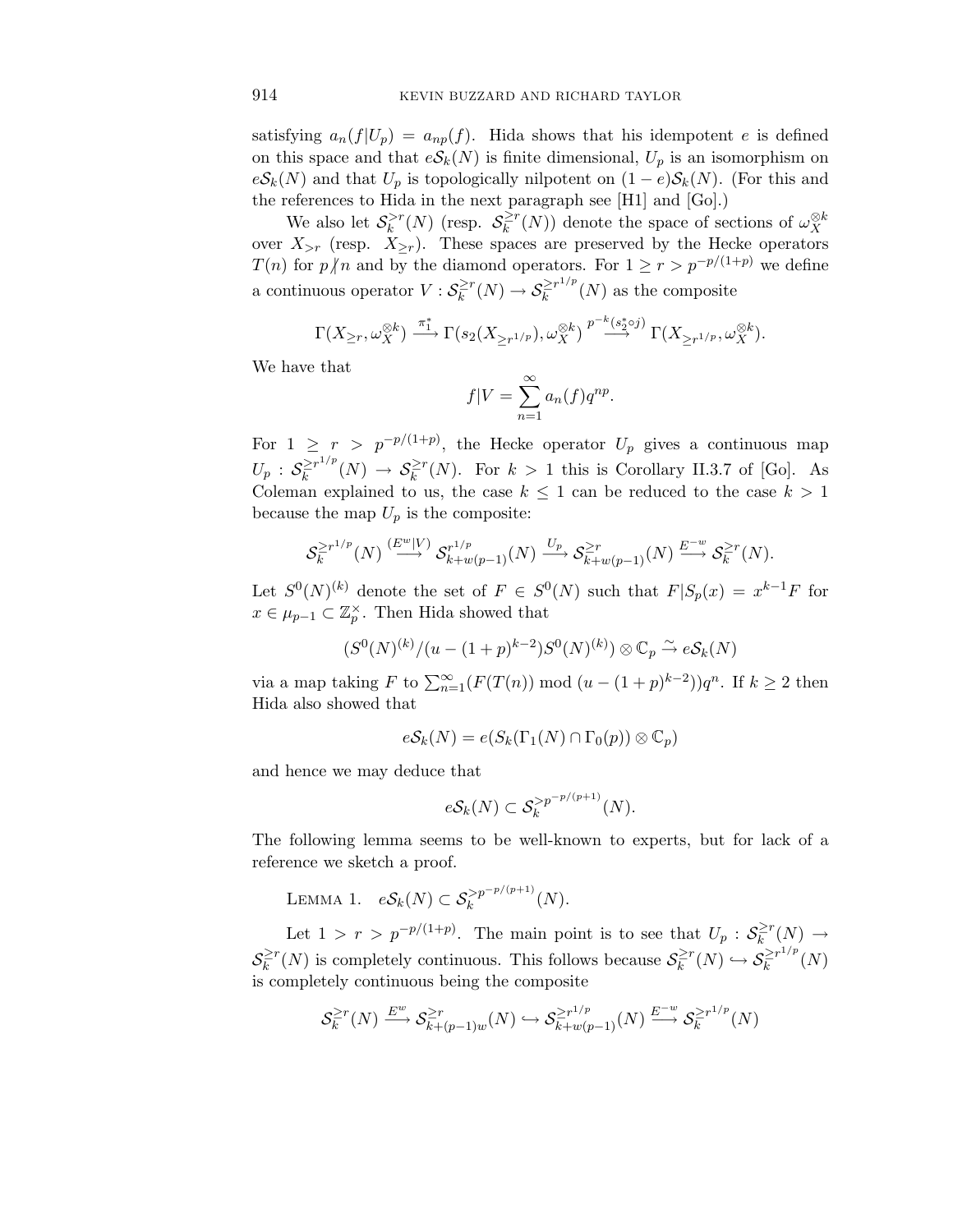satisfying $a_n(f|U_p) = a_{np}(f)$. Hida shows that his idempotent $e$ is defined on this space and that $e\mathcal{S}_k(N)$ is finite dimensional, $U_p$ is an isomorphism on $e\mathcal{S}_k(N)$ and that $U_p$ is topologically nilpotent on $(1-e)\mathcal{S}_k(N)$. (For this and the references to Hida in the next paragraph see [H1] and [Go].)

We also let $\mathcal{S}_k^{>r}(N)$ (resp. $\mathcal{S}_k^{\geq r}(N)$) denote the space of sections of $\omega_X^{\otimes k}$ over $X_{>r}$ (resp. $X_{\geq r}$). These spaces are preserved by the Hecke operators $T(n)$ for $p \not| n$ and by the diamond operators. For $1 \geq r > p^{-p/(1+p)}$ we define a continuous operator $V : \mathcal{S}_k^{\geq r}(N) \to \mathcal{S}_k^{\geq r^{1/p}}(N)$ as the composite

$$\Gamma(X_{\geq r}, \omega_X^{\otimes k}) \xrightarrow{\pi_1^*} \Gamma(s_2(X_{\geq r^{1/p}}), \omega_X^{\otimes k}) \xrightarrow{p^{-k}(s_2^* \circ j)} \Gamma(X_{\geq r^{1/p}}, \omega_X^{\otimes k}).$$

We have that

$$f|V = \sum_{n=1}^{\infty} a_n(f) q^{np}.$$

For $1 \geq r > p^{-p/(1+p)}$, the Hecke operator $U_p$ gives a continuous map $U_p : \mathcal{S}_k^{\geq r^{1/p}}(N) \to \mathcal{S}_k^{\geq r}(N)$. For $k > 1$ this is Corollary II.3.7 of [Go]. As Coleman explained to us, the case $k \leq 1$ can be reduced to the case $k > 1$ because the map $U_p$ is the composite:

$$\mathcal{S}_k^{\geq r^{1/p}}(N) \xrightarrow{(E^w|V)} \mathcal{S}_{k+w(p-1)}^{r^{1/p}}(N) \xrightarrow{U_p} \mathcal{S}_{k+w(p-1)}^{\geq r}(N) \xrightarrow{E^{-w}} \mathcal{S}_k^{\geq r}(N).$$

Let $S^0(N)^{(k)}$ denote the set of $F \in S^0(N)$ such that $F|S_p(x) = x^{k-1}F$ for $x \in \mu_{p-1} \subset \mathbb{Z}_p^\times$. Then Hida showed that

$$(S^0(N)^{(k)}/(u-(1+p)^{k-2})S^0(N)^{(k)}) \otimes \mathbb{C}_p \xrightarrow{\sim} e\mathcal{S}_k(N)$$

via a map taking $F$ to $\sum_{n=1}^{\infty}(F(T(n)) \bmod (u-(1+p)^{k-2}))q^n$. If $k \geq 2$ then Hida also showed that

$$e\mathcal{S}_k(N) = e(S_k(\Gamma_1(N) \cap \Gamma_0(p)) \otimes \mathbb{C}_p)$$

and hence we may deduce that

$$e\mathcal{S}_k(N) \subset \mathcal{S}_k^{>p^{-p/(p+1)}}(N).$$

The following lemma seems to be well-known to experts, but for lack of a reference we sketch a proof.

Lemma 1. $e\mathcal{S}_k(N) \subset \mathcal{S}_k^{>p^{-p/(p+1)}}(N)$.

Let $1 > r > p^{-p/(1+p)}$. The main point is to see that $U_p : \mathcal{S}_k^{\geq r}(N) \to \mathcal{S}_k^{\geq r}(N)$ is completely continuous. This follows because $\mathcal{S}_k^{\geq r}(N) \hookrightarrow \mathcal{S}_k^{\geq r^{1/p}}(N)$ is completely continuous being the composite

$$\mathcal{S}_k^{\geq r}(N) \xrightarrow{E^w} \mathcal{S}_{k+(p-1)w}^{\geq r}(N) \hookrightarrow \mathcal{S}_{k+w(p-1)}^{\geq r^{1/p}}(N) \xrightarrow{E^{-w}} \mathcal{S}_k^{\geq r^{1/p}}(N)$$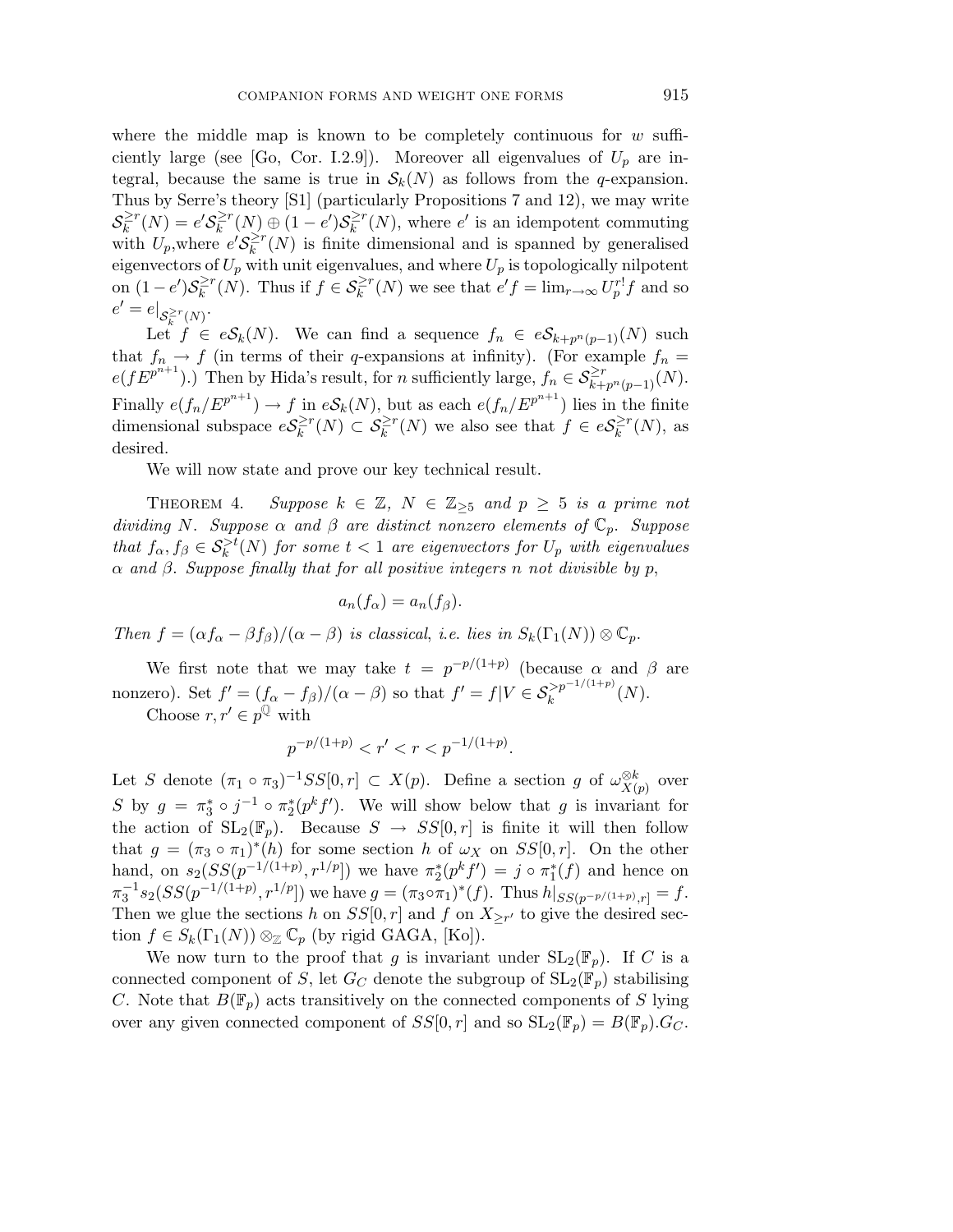where the middle map is known to be completely continuous for $w$ sufficiently large (see [Go, Cor. I.2.9]). Moreover all eigenvalues of $U_p$ are integral, because the same is true in $\mathcal{S}_k(N)$ as follows from the $q$-expansion. Thus by Serre's theory [S1] (particularly Propositions 7 and 12), we may write $\mathcal{S}_k^{\geq r}(N) = e'\mathcal{S}_k^{\geq r}(N) \oplus (1-e')\mathcal{S}_k^{\geq r}(N)$, where $e'$ is an idempotent commuting with $U_p$,where $e'\mathcal{S}_k^{\geq r}(N)$ is finite dimensional and is spanned by generalised eigenvectors of $U_p$ with unit eigenvalues, and where $U_p$ is topologically nilpotent on $(1-e')\mathcal{S}_k^{\geq r}(N)$. Thus if $f \in \mathcal{S}_k^{\geq r}(N)$ we see that $e'f = \lim_{r\to\infty} U_p^{r!}f$ and so $e' = e|_{\mathcal{S}_k^{\geq r}(N)}$.

Let $f \in e\mathcal{S}_k(N)$. We can find a sequence $f_n \in e\mathcal{S}_{k+p^n(p-1)}(N)$ such that $f_n \to f$ (in terms of their $q$-expansions at infinity). (For example $f_n = e(fE^{p^{n+1}})$.) Then by Hida's result, for $n$ sufficiently large, $f_n \in \mathcal{S}_{k+p^n(p-1)}^{\geq r}(N)$. Finally $e(f_n/E^{p^{n+1}}) \to f$ in $e\mathcal{S}_k(N)$, but as each $e(f_n/E^{p^{n+1}})$ lies in the finite dimensional subspace $e\mathcal{S}_k^{\geq r}(N) \subset \mathcal{S}_k^{\geq r}(N)$ we also see that $f \in e\mathcal{S}_k^{\geq r}(N)$, as desired.

We will now state and prove our key technical result.

Theorem 4. *Suppose $k \in \mathbb{Z}$, $N \in \mathbb{Z}_{\geq 5}$ and $p \geq 5$ is a prime not dividing $N$. Suppose $\alpha$ and $\beta$ are distinct nonzero elements of $\mathbb{C}_p$. Suppose that $f_\alpha, f_\beta \in \mathcal{S}_k^{>t}(N)$ for some $t < 1$ are eigenvectors for $U_p$ with eigenvalues $\alpha$ and $\beta$. Suppose finally that for all positive integers $n$ not divisible by $p$,*

$$a_n(f_\alpha) = a_n(f_\beta).$$

*Then $f = (\alpha f_\alpha - \beta f_\beta)/(\alpha - \beta)$ is classical, i.e. lies in $S_k(\Gamma_1(N)) \otimes \mathbb{C}_p$.*

We first note that we may take $t = p^{-p/(1+p)}$ (because $\alpha$ and $\beta$ are nonzero). Set $f' = (f_\alpha - f_\beta)/(\alpha - \beta)$ so that $f' = f|V \in \mathcal{S}_k^{>p^{-1/(1+p)}}(N)$.

Choose $r, r' \in p^{\mathbb{Q}}$ with

$$p^{-p/(1+p)} < r' < r < p^{-1/(1+p)}.$$

Let $S$ denote $(\pi_1 \circ \pi_3)^{-1}SS[0,r] \subset X(p)$. Define a section $g$ of $\omega_{X(p)}^{\otimes k}$ over $S$ by $g = \pi_3^* \circ j^{-1} \circ \pi_2^*(p^k f')$. We will show below that $g$ is invariant for the action of $\mathrm{SL}_2(\mathbb{F}_p)$. Because $S \to SS[0,r]$ is finite it will then follow that $g = (\pi_3 \circ \pi_1)^*(h)$ for some section $h$ of $\omega_X$ on $SS[0,r]$. On the other hand, on $s_2(SS(p^{-1/(1+p)}, r^{1/p}])$ we have $\pi_2^*(p^k f') = j \circ \pi_1^*(f)$ and hence on $\pi_3^{-1}s_2(SS(p^{-1/(1+p)}, r^{1/p}])$ we have $g = (\pi_3 \circ \pi_1)^*(f)$. Thus $h|_{SS(p^{-p/(1+p)}, r]} = f$. Then we glue the sections $h$ on $SS[0,r]$ and $f$ on $X_{\geq r'}$ to give the desired section $f \in S_k(\Gamma_1(N)) \otimes_{\mathbb{Z}} \mathbb{C}_p$ (by rigid GAGA, [Ko]).

We now turn to the proof that $g$ is invariant under $\mathrm{SL}_2(\mathbb{F}_p)$. If $C$ is a connected component of $S$, let $G_C$ denote the subgroup of $\mathrm{SL}_2(\mathbb{F}_p)$ stabilising $C$. Note that $B(\mathbb{F}_p)$ acts transitively on the connected components of $S$ lying over any given connected component of $SS[0,r]$ and so $\mathrm{SL}_2(\mathbb{F}_p) = B(\mathbb{F}_p).G_C$.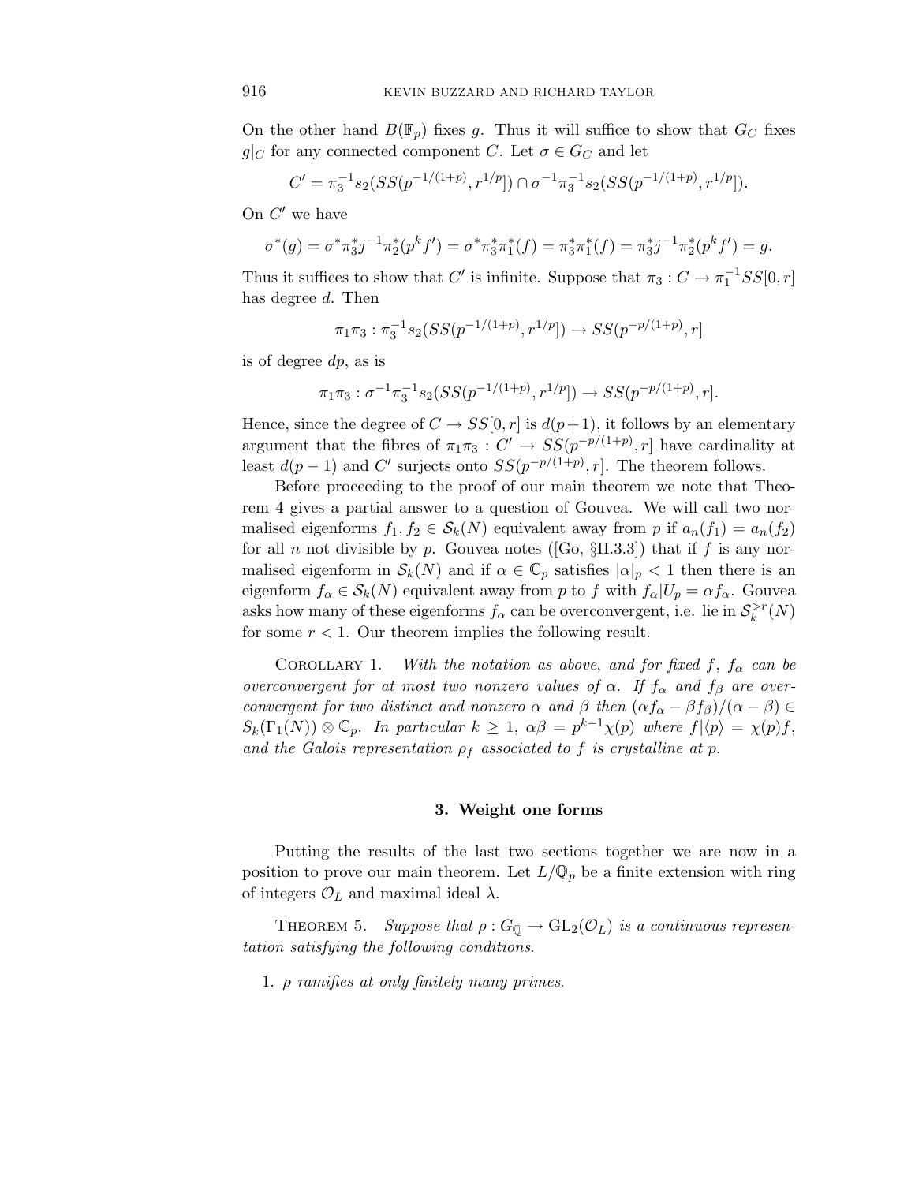On the other hand $B(\mathbb{F}_p)$ fixes $g$. Thus it will suffice to show that $G_C$ fixes $g|_C$ for any connected component $C$. Let $\sigma \in G_C$ and let

$$C' = \pi_3^{-1} s_2(SS(p^{-1/(1+p)}, r^{1/p}]) \cap \sigma^{-1}\pi_3^{-1} s_2(SS(p^{-1/(1+p)}, r^{1/p}]).$$

On $C'$ we have

$$\sigma^*(g) = \sigma^*\pi_3^* j^{-1}\pi_2^*(p^k f') = \sigma^*\pi_3^*\pi_1^*(f) = \pi_3^*\pi_1^*(f) = \pi_3^* j^{-1}\pi_2^*(p^k f') = g.$$

Thus it suffices to show that $C'$ is infinite. Suppose that $\pi_3 : C \to \pi_1^{-1} SS[0, r]$ has degree $d$. Then

$$\pi_1\pi_3 : \pi_3^{-1} s_2(SS(p^{-1/(1+p)}, r^{1/p}]) \to SS(p^{-p/(1+p)}, r]$$

is of degree $dp$, as is

$$\pi_1\pi_3 : \sigma^{-1}\pi_3^{-1} s_2(SS(p^{-1/(1+p)}, r^{1/p}]) \to SS(p^{-p/(1+p)}, r].$$

Hence, since the degree of $C \to SS[0, r]$ is $d(p+1)$, it follows by an elementary argument that the fibres of $\pi_1\pi_3 : C' \to SS(p^{-p/(1+p)}, r]$ have cardinality at least $d(p-1)$ and $C'$ surjects onto $SS(p^{-p/(1+p)}, r]$. The theorem follows.

Before proceeding to the proof of our main theorem we note that Theorem 4 gives a partial answer to a question of Gouvea. We will call two normalised eigenforms $f_1, f_2 \in \mathcal{S}_k(N)$ equivalent away from $p$ if $a_n(f_1) = a_n(f_2)$ for all $n$ not divisible by $p$. Gouvea notes ([Go, §II.3.3]) that if $f$ is any normalised eigenform in $\mathcal{S}_k(N)$ and if $\alpha \in \mathbb{C}_p$ satisfies $|\alpha|_p < 1$ then there is an eigenform $f_\alpha \in \mathcal{S}_k(N)$ equivalent away from $p$ to $f$ with $f_\alpha|U_p = \alpha f_\alpha$. Gouvea asks how many of these eigenforms $f_\alpha$ can be overconvergent, i.e. lie in $\mathcal{S}_k^{>r}(N)$ for some $r < 1$. Our theorem implies the following result.

Corollary 1. *With the notation as above, and for fixed $f$, $f_\alpha$ can be overconvergent for at most two nonzero values of $\alpha$. If $f_\alpha$ and $f_\beta$ are overconvergent for two distinct and nonzero $\alpha$ and $\beta$ then $(\alpha f_\alpha - \beta f_\beta)/(\alpha - \beta) \in S_k(\Gamma_1(N)) \otimes \mathbb{C}_p$. In particular $k \geq 1$, $\alpha\beta = p^{k-1}\chi(p)$ where $f|\langle p\rangle = \chi(p) f$, and the Galois representation $\rho_f$ associated to $f$ is crystalline at $p$.*

### 3. Weight one forms

Putting the results of the last two sections together we are now in a position to prove our main theorem. Let $L/\mathbb{Q}_p$ be a finite extension with ring of integers $\mathcal{O}_L$ and maximal ideal $\lambda$.

Theorem 5. *Suppose that $\rho : G_{\mathbb{Q}} \to \mathrm{GL}_2(\mathcal{O}_L)$ is a continuous representation satisfying the following conditions.*

1. *$\rho$ ramifies at only finitely many primes.*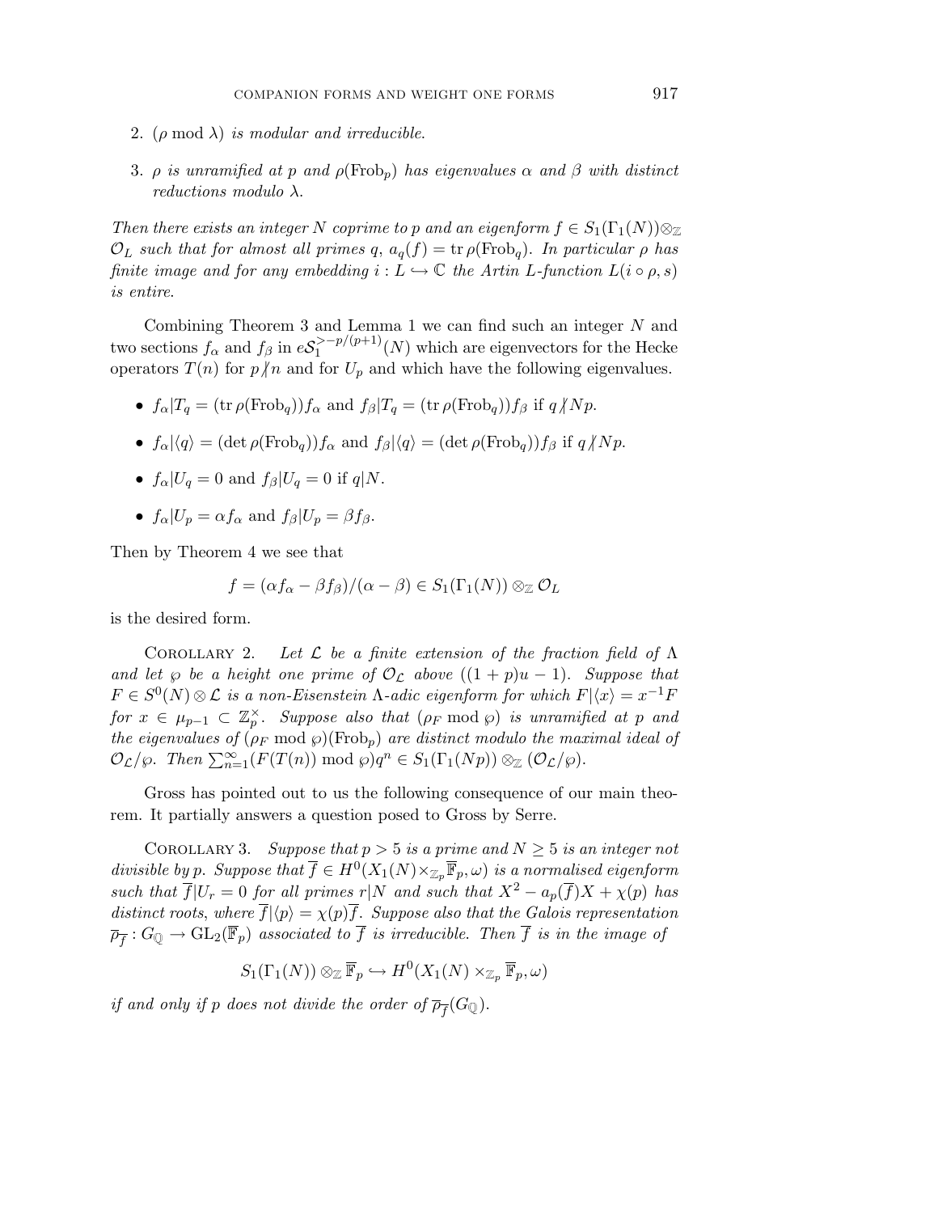2. $(\rho \bmod \lambda)$ *is modular and irreducible.*

3. $\rho$ *is unramified at* $p$ *and* $\rho(\mathrm{Frob}_p)$ *has eigenvalues* $\alpha$ *and* $\beta$ *with distinct reductions modulo* $\lambda$.

*Then there exists an integer* $N$ *coprime to* $p$ *and an eigenform* $f \in S_1(\Gamma_1(N)) \otimes_{\mathbb{Z}} \mathcal{O}_L$ *such that for almost all primes* $q$, $a_q(f) = \mathrm{tr}\,\rho(\mathrm{Frob}_q)$. *In particular* $\rho$ *has finite image and for any embedding* $i : L \hookrightarrow \mathbb{C}$ *the Artin* $L$*-function* $L(i \circ \rho, s)$ *is entire.*

Combining Theorem 3 and Lemma 1 we can find such an integer $N$ and two sections $f_\alpha$ and $f_\beta$ in $e\mathcal{S}_1^{>-p/(p+1)}(N)$ which are eigenvectors for the Hecke operators $T(n)$ for $p \nmid n$ and for $U_p$ and which have the following eigenvalues.

- $f_\alpha | T_q = (\mathrm{tr}\,\rho(\mathrm{Frob}_q)) f_\alpha$ and $f_\beta | T_q = (\mathrm{tr}\,\rho(\mathrm{Frob}_q)) f_\beta$ if $q \nmid Np$.
- $f_\alpha | \langle q \rangle = (\det \rho(\mathrm{Frob}_q)) f_\alpha$ and $f_\beta | \langle q \rangle = (\det \rho(\mathrm{Frob}_q)) f_\beta$ if $q \nmid Np$.
- $f_\alpha | U_q = 0$ and $f_\beta | U_q = 0$ if $q | N$.
- $f_\alpha | U_p = \alpha f_\alpha$ and $f_\beta | U_p = \beta f_\beta$.

Then by Theorem 4 we see that

$$f = (\alpha f_\alpha - \beta f_\beta)/(\alpha - \beta) \in S_1(\Gamma_1(N)) \otimes_{\mathbb{Z}} \mathcal{O}_L$$

is the desired form.

Corollary 2. *Let* $\mathcal{L}$ *be a finite extension of the fraction field of* $\Lambda$ *and let* $\wp$ *be a height one prime of* $\mathcal{O}_{\mathcal{L}}$ *above* $((1+p)u - 1)$. *Suppose that* $F \in S^0(N) \otimes \mathcal{L}$ *is a non-Eisenstein* $\Lambda$*-adic eigenform for which* $F | \langle x \rangle = x^{-1} F$ *for* $x \in \mu_{p-1} \subset \mathbb{Z}_p^\times$. *Suppose also that* $(\rho_F \bmod \wp)$ *is unramified at* $p$ *and the eigenvalues of* $(\rho_F \bmod \wp)(\mathrm{Frob}_p)$ *are distinct modulo the maximal ideal of* $\mathcal{O}_{\mathcal{L}}/\wp$. *Then* $\sum_{n=1}^\infty (F(T(n)) \bmod \wp) q^n \in S_1(\Gamma_1(Np)) \otimes_{\mathbb{Z}} (\mathcal{O}_{\mathcal{L}}/\wp)$.

Gross has pointed out to us the following consequence of our main theorem. It partially answers a question posed to Gross by Serre.

Corollary 3. *Suppose that* $p > 5$ *is a prime and* $N \geq 5$ *is an integer not divisible by* $p$. *Suppose that* $\overline{f} \in H^0(X_1(N) \times_{\mathbb{Z}_p} \overline{\mathbb{F}}_p, \omega)$ *is a normalised eigenform such that* $\overline{f} | U_r = 0$ *for all primes* $r | N$ *and such that* $X^2 - a_p(\overline{f}) X + \chi(p)$ *has distinct roots, where* $\overline{f} | \langle p \rangle = \chi(p) \overline{f}$. *Suppose also that the Galois representation* $\overline{\rho}_{\overline{f}} : G_{\mathbb{Q}} \to \mathrm{GL}_2(\overline{\mathbb{F}}_p)$ *associated to* $\overline{f}$ *is irreducible. Then* $\overline{f}$ *is in the image of*

$$S_1(\Gamma_1(N)) \otimes_{\mathbb{Z}} \overline{\mathbb{F}}_p \hookrightarrow H^0(X_1(N) \times_{\mathbb{Z}_p} \overline{\mathbb{F}}_p, \omega)$$

*if and only if* $p$ *does not divide the order of* $\overline{\rho}_{\overline{f}}(G_{\mathbb{Q}})$.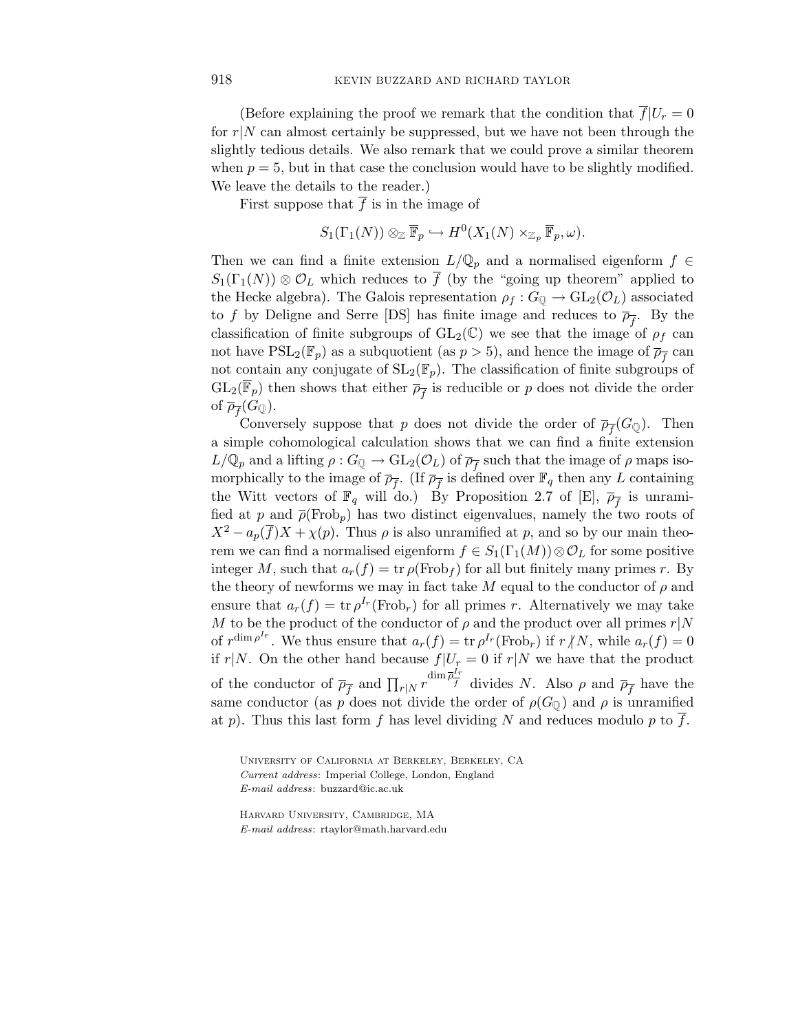(Before explaining the proof we remark that the condition that $\overline{f}|U_r = 0$ for $r|N$ can almost certainly be suppressed, but we have not been through the slightly tedious details. We also remark that we could prove a similar theorem when $p = 5$, but in that case the conclusion would have to be slightly modified. We leave the details to the reader.)

First suppose that $\overline{f}$ is in the image of

$$S_1(\Gamma_1(N)) \otimes_{\mathbb{Z}} \overline{\mathbb{F}}_p \hookrightarrow H^0(X_1(N) \times_{\mathbb{Z}_p} \overline{\mathbb{F}}_p, \omega).$$

Then we can find a finite extension $L/\mathbb{Q}_p$ and a normalised eigenform $f \in S_1(\Gamma_1(N)) \otimes \mathcal{O}_L$ which reduces to $\overline{f}$ (by the "going up theorem" applied to the Hecke algebra). The Galois representation $\rho_f : G_{\mathbb{Q}} \to \mathrm{GL}_2(\mathcal{O}_L)$ associated to $f$ by Deligne and Serre [DS] has finite image and reduces to $\overline{\rho}_{\overline{f}}$. By the classification of finite subgroups of $\mathrm{GL}_2(\mathbb{C})$ we see that the image of $\rho_f$ can not have $\mathrm{PSL}_2(\mathbb{F}_p)$ as a subquotient (as $p > 5$), and hence the image of $\overline{\rho}_{\overline{f}}$ can not contain any conjugate of $\mathrm{SL}_2(\mathbb{F}_p)$. The classification of finite subgroups of $\mathrm{GL}_2(\overline{\mathbb{F}}_p)$ then shows that either $\overline{\rho}_{\overline{f}}$ is reducible or $p$ does not divide the order of $\overline{\rho}_{\overline{f}}(G_{\mathbb{Q}})$.

Conversely suppose that $p$ does not divide the order of $\overline{\rho}_{\overline{f}}(G_{\mathbb{Q}})$. Then a simple cohomological calculation shows that we can find a finite extension $L/\mathbb{Q}_p$ and a lifting $\rho : G_{\mathbb{Q}} \to \mathrm{GL}_2(\mathcal{O}_L)$ of $\overline{\rho}_{\overline{f}}$ such that the image of $\rho$ maps isomorphically to the image of $\overline{\rho}_{\overline{f}}$. (If $\overline{\rho}_{\overline{f}}$ is defined over $\mathbb{F}_q$ then any $L$ containing the Witt vectors of $\mathbb{F}_q$ will do.) By Proposition 2.7 of [E], $\overline{\rho}_{\overline{f}}$ is unramified at $p$ and $\overline{\rho}(\mathrm{Frob}_p)$ has two distinct eigenvalues, namely the two roots of $X^2 - a_p(\overline{f})X + \chi(p)$. Thus $\rho$ is also unramified at $p$, and so by our main theorem we can find a normalised eigenform $f \in S_1(\Gamma_1(M)) \otimes \mathcal{O}_L$ for some positive integer $M$, such that $a_r(f) = \mathrm{tr}\,\rho(\mathrm{Frob}_f)$ for all but finitely many primes $r$. By the theory of newforms we may in fact take $M$ equal to the conductor of $\rho$ and ensure that $a_r(f) = \mathrm{tr}\,\rho^{I_r}(\mathrm{Frob}_r)$ for all primes $r$. Alternatively we may take $M$ to be the product of the conductor of $\rho$ and the product over all primes $r|N$ of $r^{\dim \rho^{I_r}}$. We thus ensure that $a_r(f) = \mathrm{tr}\,\rho^{I_r}(\mathrm{Frob}_r)$ if $r \not| N$, while $a_r(f) = 0$ if $r|N$. On the other hand because $f|U_r = 0$ if $r|N$ we have that the product of the conductor of $\overline{\rho}_{\overline{f}}$ and $\prod_{r|N} r^{\dim \overline{\rho}_{\overline{f}}^{I_r}}$ divides $N$. Also $\rho$ and $\overline{\rho}_{\overline{f}}$ have the same conductor (as $p$ does not divide the order of $\rho(G_{\mathbb{Q}})$ and $\rho$ is unramified at $p$). Thus this last form $f$ has level dividing $N$ and reduces modulo $p$ to $\overline{f}$.

University of California at Berkeley, Berkeley, CA
*Current address*: Imperial College, London, England
*E-mail address*: buzzard@ic.ac.uk

Harvard University, Cambridge, MA
*E-mail address*: rtaylor@math.harvard.edu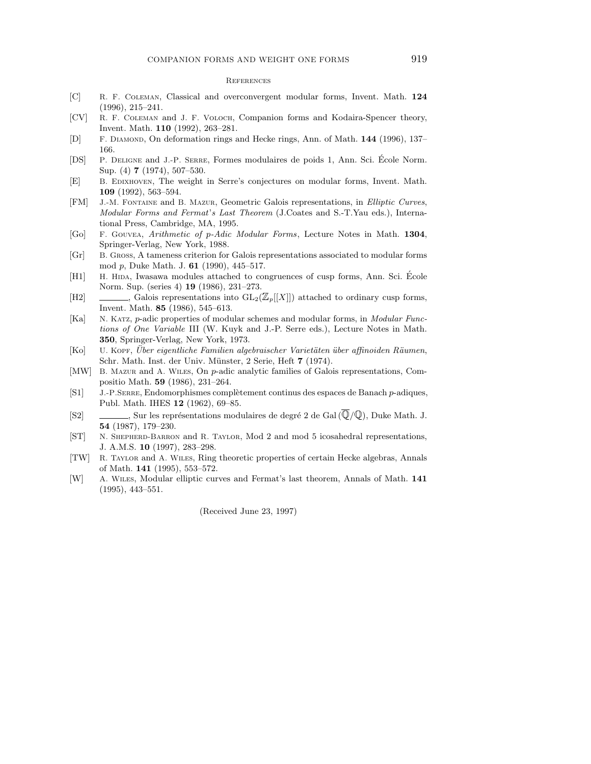## References

[C] R. F. Coleman, Classical and overconvergent modular forms, Invent. Math. **124** (1996), 215–241.

[CV] R. F. Coleman and J. F. Voloch, Companion forms and Kodaira-Spencer theory, Invent. Math. **110** (1992), 263–281.

[D] F. Diamond, On deformation rings and Hecke rings, Ann. of Math. **144** (1996), 137–166.

[DS] P. Deligne and J.-P. Serre, Formes modulaires de poids 1, Ann. Sci. École Norm. Sup. (4) **7** (1974), 507–530.

[E] B. Edixhoven, The weight in Serre's conjectures on modular forms, Invent. Math. **109** (1992), 563–594.

[FM] J.-M. Fontaine and B. Mazur, Geometric Galois representations, in *Elliptic Curves, Modular Forms and Fermat's Last Theorem* (J.Coates and S.-T.Yau eds.), International Press, Cambridge, MA, 1995.

[Go] F. Gouvea, *Arithmetic of p-Adic Modular Forms*, Lecture Notes in Math. **1304**, Springer-Verlag, New York, 1988.

[Gr] B. Gross, A tameness criterion for Galois representations associated to modular forms mod $p$, Duke Math. J. **61** (1990), 445–517.

[H1] H. Hida, Iwasawa modules attached to congruences of cusp forms, Ann. Sci. École Norm. Sup. (series 4) **19** (1986), 231–273.

[H2] ______, Galois representations into $\mathrm{GL}_2(\mathbb{Z}_p[[X]])$ attached to ordinary cusp forms, Invent. Math. **85** (1986), 545–613.

[Ka] N. Katz, $p$-adic properties of modular schemes and modular forms, in *Modular Functions of One Variable* III (W. Kuyk and J.-P. Serre eds.), Lecture Notes in Math. **350**, Springer-Verlag, New York, 1973.

[Ko] U. Kopf, *Über eigentliche Familien algebraischer Varietäten über affinoiden Räumen*, Schr. Math. Inst. der Univ. Münster, 2 Serie, Heft **7** (1974).

[MW] B. Mazur and A. Wiles, On $p$-adic analytic families of Galois representations, Compositio Math. **59** (1986), 231–264.

[S1] J.-P.Serre, Endomorphismes complètement continus des espaces de Banach $p$-adiques, Publ. Math. IHES **12** (1962), 69–85.

[S2] ______, Sur les représentations modulaires de degré 2 de Gal$(\overline{\mathbb{Q}}/\mathbb{Q})$, Duke Math. J. **54** (1987), 179–230.

[ST] N. Shepherd-Barron and R. Taylor, Mod 2 and mod 5 icosahedral representations, J. A.M.S. **10** (1997), 283–298.

[TW] R. Taylor and A. Wiles, Ring theoretic properties of certain Hecke algebras, Annals of Math. **141** (1995), 553–572.

[W] A. Wiles, Modular elliptic curves and Fermat's last theorem, Annals of Math. **141** (1995), 443–551.

(Received June 23, 1997)